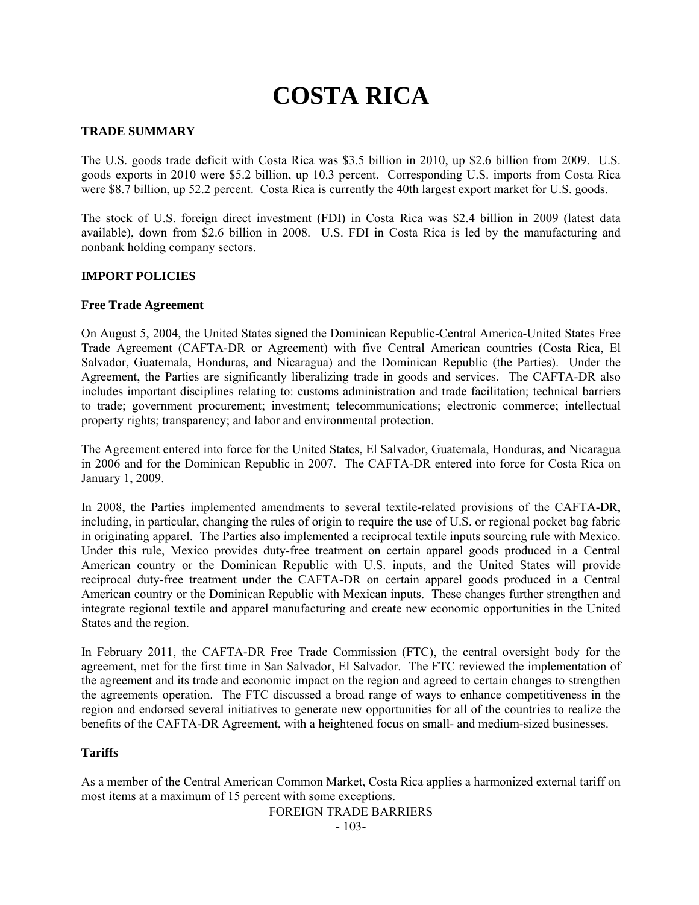# COSTA RICA

## TRADE SUMMARY

The U.S. goods trade deficit with Costa Rica was $3.5 billion in 2010, up $2.6 billion from 2009. U.S. goods exports in 2010 were $5.2 billion, up 10.3 percent. Corresponding U.S. imports from Costa Rica were $8.7 billion, up 52.2 percent. Costa Rica is currently the 40th largest export market for U.S. goods.

The stock of U.S. foreign direct investment (FDI) in Costa Rica was $2.4 billion in 2009 (latest data available), down from $2.6 billion in 2008. U.S. FDI in Costa Rica is led by the manufacturing and nonbank holding company sectors.

## IMPORT POLICIES

### Free Trade Agreement

On August 5, 2004, the United States signed the Dominican Republic-Central America-United States Free Trade Agreement (CAFTA-DR or Agreement) with five Central American countries (Costa Rica, El Salvador, Guatemala, Honduras, and Nicaragua) and the Dominican Republic (the Parties). Under the Agreement, the Parties are significantly liberalizing trade in goods and services. The CAFTA-DR also includes important disciplines relating to: customs administration and trade facilitation; technical barriers to trade; government procurement; investment; telecommunications; electronic commerce; intellectual property rights; transparency; and labor and environmental protection.

The Agreement entered into force for the United States, El Salvador, Guatemala, Honduras, and Nicaragua in 2006 and for the Dominican Republic in 2007. The CAFTA-DR entered into force for Costa Rica on January 1, 2009.

In 2008, the Parties implemented amendments to several textile-related provisions of the CAFTA-DR, including, in particular, changing the rules of origin to require the use of U.S. or regional pocket bag fabric in originating apparel. The Parties also implemented a reciprocal textile inputs sourcing rule with Mexico. Under this rule, Mexico provides duty-free treatment on certain apparel goods produced in a Central American country or the Dominican Republic with U.S. inputs, and the United States will provide reciprocal duty-free treatment under the CAFTA-DR on certain apparel goods produced in a Central American country or the Dominican Republic with Mexican inputs. These changes further strengthen and integrate regional textile and apparel manufacturing and create new economic opportunities in the United States and the region.

In February 2011, the CAFTA-DR Free Trade Commission (FTC), the central oversight body for the agreement, met for the first time in San Salvador, El Salvador. The FTC reviewed the implementation of the agreement and its trade and economic impact on the region and agreed to certain changes to strengthen the agreements operation. The FTC discussed a broad range of ways to enhance competitiveness in the region and endorsed several initiatives to generate new opportunities for all of the countries to realize the benefits of the CAFTA-DR Agreement, with a heightened focus on small- and medium-sized businesses.

### Tariffs

As a member of the Central American Common Market, Costa Rica applies a harmonized external tariff on most items at a maximum of 15 percent with some exceptions.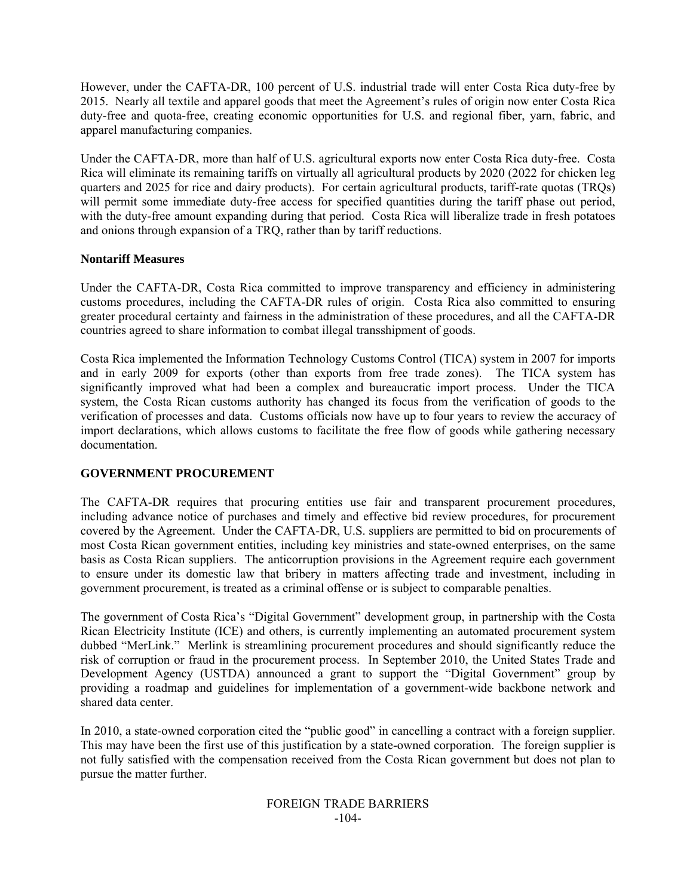However, under the CAFTA-DR, 100 percent of U.S. industrial trade will enter Costa Rica duty-free by 2015. Nearly all textile and apparel goods that meet the Agreement's rules of origin now enter Costa Rica duty-free and quota-free, creating economic opportunities for U.S. and regional fiber, yarn, fabric, and apparel manufacturing companies.

Under the CAFTA-DR, more than half of U.S. agricultural exports now enter Costa Rica duty-free. Costa Rica will eliminate its remaining tariffs on virtually all agricultural products by 2020 (2022 for chicken leg quarters and 2025 for rice and dairy products). For certain agricultural products, tariff-rate quotas (TRQs) will permit some immediate duty-free access for specified quantities during the tariff phase out period, with the duty-free amount expanding during that period. Costa Rica will liberalize trade in fresh potatoes and onions through expansion of a TRQ, rather than by tariff reductions.

### Nontariff Measures

Under the CAFTA-DR, Costa Rica committed to improve transparency and efficiency in administering customs procedures, including the CAFTA-DR rules of origin. Costa Rica also committed to ensuring greater procedural certainty and fairness in the administration of these procedures, and all the CAFTA-DR countries agreed to share information to combat illegal transshipment of goods.

Costa Rica implemented the Information Technology Customs Control (TICA) system in 2007 for imports and in early 2009 for exports (other than exports from free trade zones). The TICA system has significantly improved what had been a complex and bureaucratic import process. Under the TICA system, the Costa Rican customs authority has changed its focus from the verification of goods to the verification of processes and data. Customs officials now have up to four years to review the accuracy of import declarations, which allows customs to facilitate the free flow of goods while gathering necessary documentation.

## GOVERNMENT PROCUREMENT

The CAFTA-DR requires that procuring entities use fair and transparent procurement procedures, including advance notice of purchases and timely and effective bid review procedures, for procurement covered by the Agreement. Under the CAFTA-DR, U.S. suppliers are permitted to bid on procurements of most Costa Rican government entities, including key ministries and state-owned enterprises, on the same basis as Costa Rican suppliers. The anticorruption provisions in the Agreement require each government to ensure under its domestic law that bribery in matters affecting trade and investment, including in government procurement, is treated as a criminal offense or is subject to comparable penalties.

The government of Costa Rica's "Digital Government" development group, in partnership with the Costa Rican Electricity Institute (ICE) and others, is currently implementing an automated procurement system dubbed "MerLink." Merlink is streamlining procurement procedures and should significantly reduce the risk of corruption or fraud in the procurement process. In September 2010, the United States Trade and Development Agency (USTDA) announced a grant to support the "Digital Government" group by providing a roadmap and guidelines for implementation of a government-wide backbone network and shared data center.

In 2010, a state-owned corporation cited the "public good" in cancelling a contract with a foreign supplier. This may have been the first use of this justification by a state-owned corporation. The foreign supplier is not fully satisfied with the compensation received from the Costa Rican government but does not plan to pursue the matter further.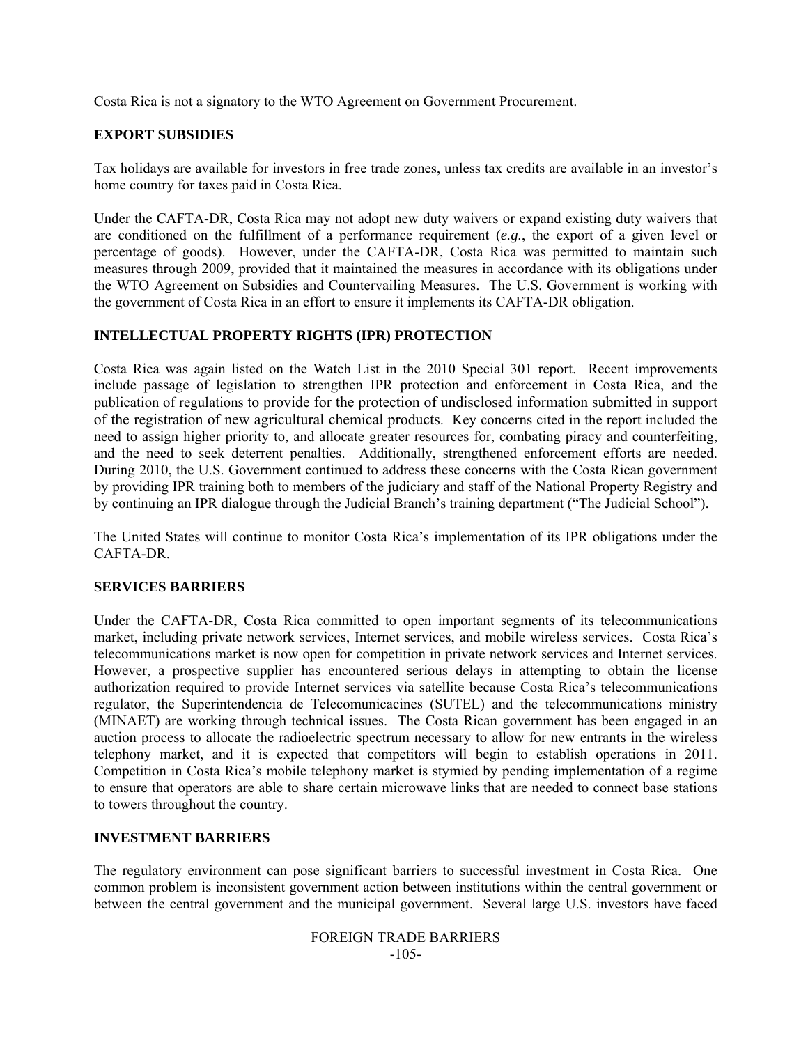Costa Rica is not a signatory to the WTO Agreement on Government Procurement.

## EXPORT SUBSIDIES

Tax holidays are available for investors in free trade zones, unless tax credits are available in an investor's home country for taxes paid in Costa Rica.

Under the CAFTA-DR, Costa Rica may not adopt new duty waivers or expand existing duty waivers that are conditioned on the fulfillment of a performance requirement (*e.g.*, the export of a given level or percentage of goods). However, under the CAFTA-DR, Costa Rica was permitted to maintain such measures through 2009, provided that it maintained the measures in accordance with its obligations under the WTO Agreement on Subsidies and Countervailing Measures. The U.S. Government is working with the government of Costa Rica in an effort to ensure it implements its CAFTA-DR obligation.

## INTELLECTUAL PROPERTY RIGHTS (IPR) PROTECTION

Costa Rica was again listed on the Watch List in the 2010 Special 301 report. Recent improvements include passage of legislation to strengthen IPR protection and enforcement in Costa Rica, and the publication of regulations to provide for the protection of undisclosed information submitted in support of the registration of new agricultural chemical products. Key concerns cited in the report included the need to assign higher priority to, and allocate greater resources for, combating piracy and counterfeiting, and the need to seek deterrent penalties. Additionally, strengthened enforcement efforts are needed. During 2010, the U.S. Government continued to address these concerns with the Costa Rican government by providing IPR training both to members of the judiciary and staff of the National Property Registry and by continuing an IPR dialogue through the Judicial Branch's training department ("The Judicial School").

The United States will continue to monitor Costa Rica's implementation of its IPR obligations under the CAFTA-DR.

## SERVICES BARRIERS

Under the CAFTA-DR, Costa Rica committed to open important segments of its telecommunications market, including private network services, Internet services, and mobile wireless services. Costa Rica's telecommunications market is now open for competition in private network services and Internet services. However, a prospective supplier has encountered serious delays in attempting to obtain the license authorization required to provide Internet services via satellite because Costa Rica's telecommunications regulator, the Superintendencia de Telecomunicacines (SUTEL) and the telecommunications ministry (MINAET) are working through technical issues. The Costa Rican government has been engaged in an auction process to allocate the radioelectric spectrum necessary to allow for new entrants in the wireless telephony market, and it is expected that competitors will begin to establish operations in 2011. Competition in Costa Rica's mobile telephony market is stymied by pending implementation of a regime to ensure that operators are able to share certain microwave links that are needed to connect base stations to towers throughout the country.

## INVESTMENT BARRIERS

The regulatory environment can pose significant barriers to successful investment in Costa Rica. One common problem is inconsistent government action between institutions within the central government or between the central government and the municipal government. Several large U.S. investors have faced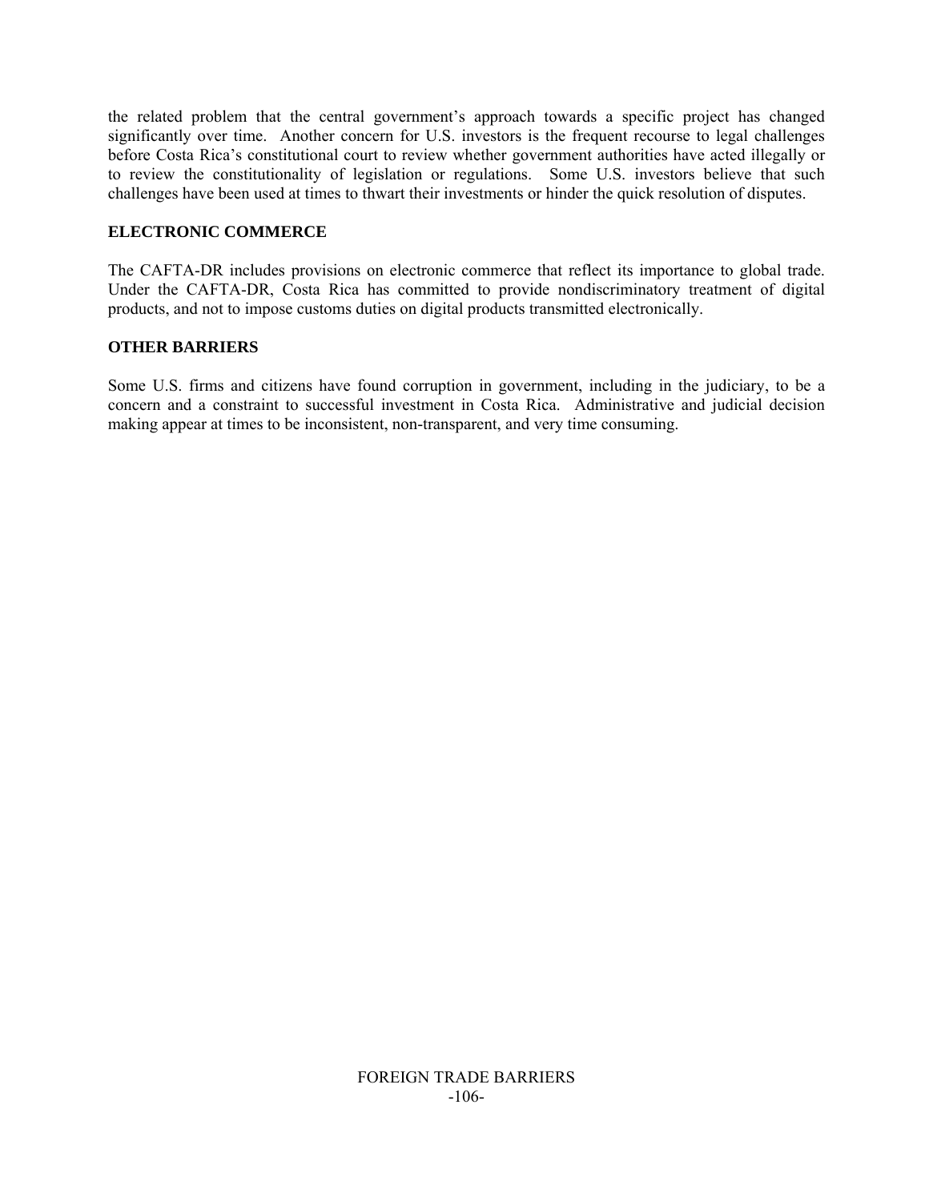the related problem that the central government's approach towards a specific project has changed significantly over time. Another concern for U.S. investors is the frequent recourse to legal challenges before Costa Rica's constitutional court to review whether government authorities have acted illegally or to review the constitutionality of legislation or regulations. Some U.S. investors believe that such challenges have been used at times to thwart their investments or hinder the quick resolution of disputes.

## ELECTRONIC COMMERCE

The CAFTA-DR includes provisions on electronic commerce that reflect its importance to global trade. Under the CAFTA-DR, Costa Rica has committed to provide nondiscriminatory treatment of digital products, and not to impose customs duties on digital products transmitted electronically.

## OTHER BARRIERS

Some U.S. firms and citizens have found corruption in government, including in the judiciary, to be a concern and a constraint to successful investment in Costa Rica. Administrative and judicial decision making appear at times to be inconsistent, non-transparent, and very time consuming.